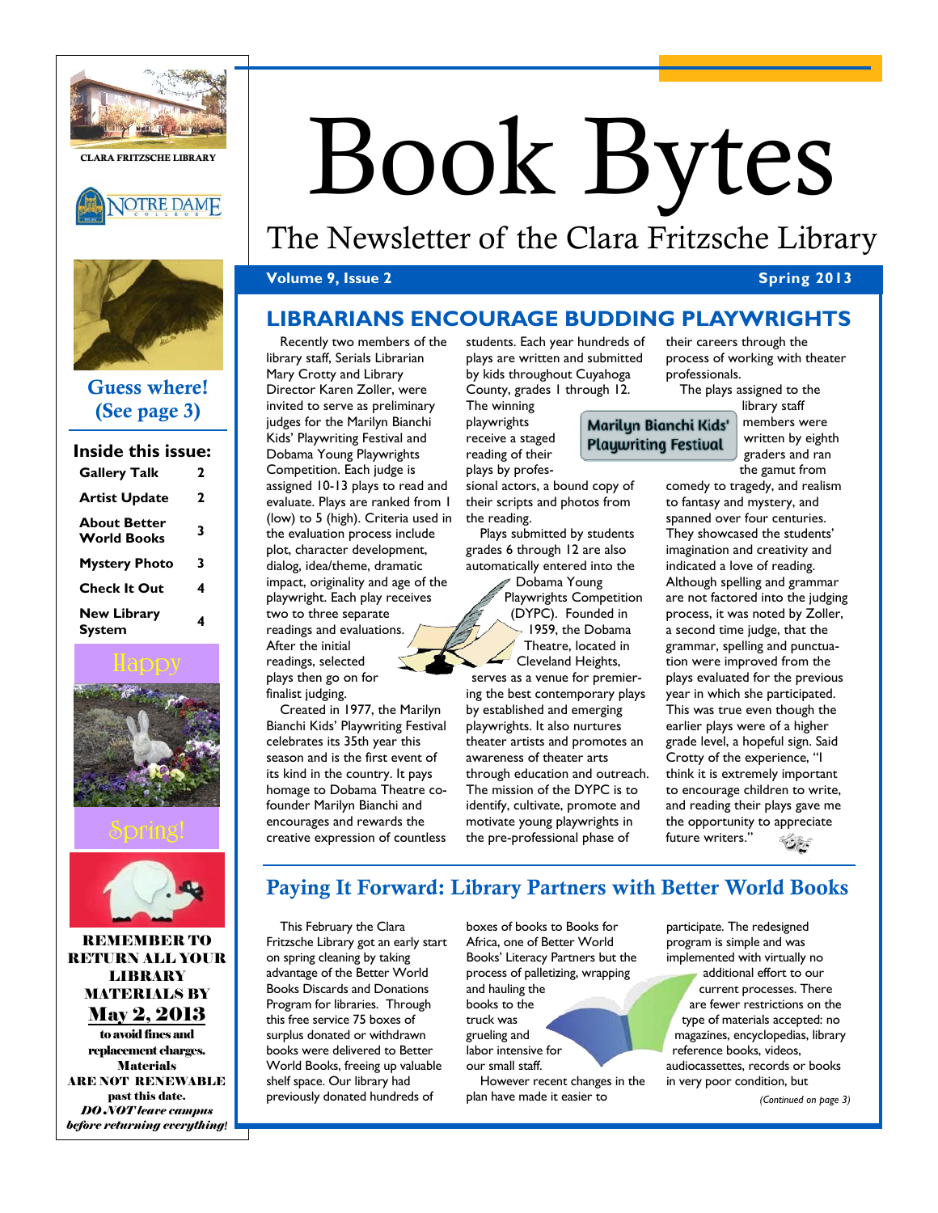# Book Bytes

## The Newsletter of the Clara Fritzsche Library

**Volume 9, Issue 2** — **Spring 2013**

CLARA FRITZSCHE LIBRARY

NOTRE DAME COLLEGE

**Guess where! (See page 3)**

**Inside this issue:**

| | |
|---|---|
| Gallery Talk | 2 |
| Artist Update | 2 |
| About Better World Books | 3 |
| Mystery Photo | 3 |
| Check It Out | 4 |
| New Library System | 4 |

Happy Spring!

**REMEMBER TO RETURN ALL YOUR LIBRARY MATERIALS BY May 2, 2013** to avoid fines and replacement charges. Materials **ARE NOT RENEWABLE** past this date. ***DO NOT leave campus before returning everything!***

## LIBRARIANS ENCOURAGE BUDDING PLAYWRIGHTS

Recently two members of the library staff, Serials Librarian Mary Crotty and Library Director Karen Zoller, were invited to serve as preliminary judges for the Marilyn Bianchi Kids' Playwriting Festival and Dobama Young Playwrights Competition. Each judge is assigned 10-13 plays to read and evaluate. Plays are ranked from 1 (low) to 5 (high). Criteria used in the evaluation process include plot, character development, dialog, idea/theme, dramatic impact, originality and age of the playwright. Each play receives two to three separate readings and evaluations. After the initial readings, selected plays then go on for finalist judging.

Created in 1977, the Marilyn Bianchi Kids' Playwriting Festival celebrates its 35th year this season and is the first event of its kind in the country. It pays homage to Dobama Theatre co-founder Marilyn Bianchi and encourages and rewards the creative expression of countless students. Each year hundreds of plays are written and submitted by kids throughout Cuyahoga County, grades 1 through 12. The winning playwrights receive a staged reading of their plays by professional actors, a bound copy of their scripts and photos from the reading.

Marilyn Bianchi Kids' Playwriting Festival

Plays submitted by students grades 6 through 12 are also automatically entered into the Dobama Young Playwrights Competition (DYPC). Founded in 1959, the Dobama Theatre, located in Cleveland Heights, serves as a venue for premiering the best contemporary plays by established and emerging playwrights. It also nurtures theater artists and promotes an awareness of theater arts through education and outreach. The mission of the DYPC is to identify, cultivate, promote and motivate young playwrights in the pre-professional phase of their careers through the process of working with theater professionals.

The plays assigned to the library staff members were written by eighth graders and ran the gamut from comedy to tragedy, and realism to fantasy and mystery, and spanned over four centuries. They showcased the students' imagination and creativity and indicated a love of reading. Although spelling and grammar are not factored into the judging process, it was noted by Zoller, a second time judge, that the grammar, spelling and punctuation were improved from the plays evaluated for the previous year in which she participated. This was true even though the earlier plays were of a higher grade level, a hopeful sign. Said Crotty of the experience, "I think it is extremely important to encourage children to write, and reading their plays gave me the opportunity to appreciate future writers."

## Paying It Forward: Library Partners with Better World Books

This February the Clara Fritzsche Library got an early start on spring cleaning by taking advantage of the Better World Books Discards and Donations Program for libraries. Through this free service 75 boxes of surplus donated or withdrawn books were delivered to Better World Books, freeing up valuable shelf space. Our library had previously donated hundreds of boxes of books to Books for Africa, one of Better World Books' Literacy Partners but the process of palletizing, wrapping and hauling the books to the truck was grueling and labor intensive for our small staff.

However recent changes in the plan have made it easier to participate. The redesigned program is simple and was implemented with virtually no additional effort to our current processes. There are fewer restrictions on the type of materials accepted: no magazines, encyclopedias, library reference books, videos, audiocassettes, records or books in very poor condition, but

*(Continued on page 3)*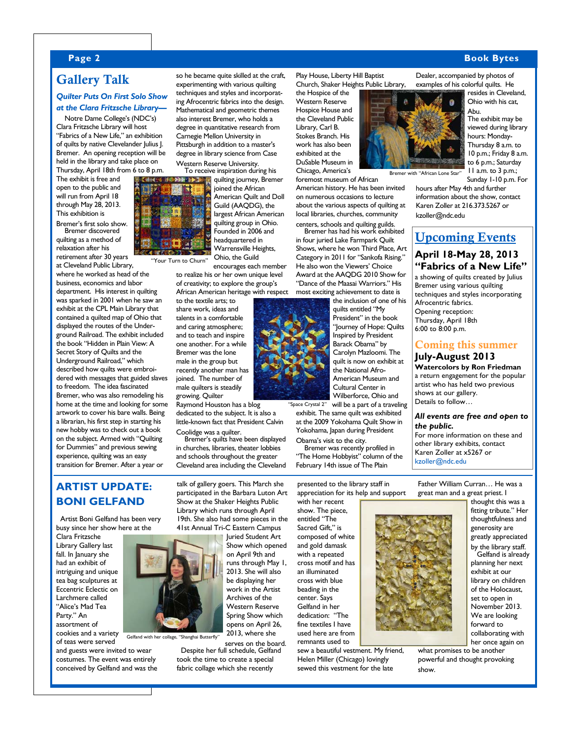# Gallery Talk

## *Quilter Puts On First Solo Show at the Clara Fritzsche Library—*

Notre Dame College's (NDC's) Clara Fritzsche Library will host "Fabrics of a New Life," an exhibition of quilts by native Clevelander Julius J. Bremer. An opening reception will be held in the library and take place on Thursday, April 18th from 6 to 8 p.m. The exhibit is free and open to the public and will run from April 18 through May 28, 2013. This exhibition is Bremer's first solo show.

Bremer discovered quilting as a method of relaxation after his retirement after 30 years at Cleveland Public Library, where he worked as head of the business, economics and labor department. His interest in quilting was sparked in 2001 when he saw an exhibit at the CPL Main Library that contained a quilted map of Ohio that displayed the routes of the Underground Railroad. The exhibit included the book "Hidden in Plain View: A Secret Story of Quilts and the Underground Railroad," which described how quilts were embroidered with messages that guided slaves to freedom. The idea fascinated Bremer, who was also remodeling his home at the time and looking for some artwork to cover his bare walls. Being a librarian, his first step in starting his new hobby was to check out a book on the subject. Armed with "Quilting for Dummies" and previous sewing experience, quilting was an easy transition for Bremer. After a year or so he became quite skilled at the craft, experimenting with various quilting techniques and styles and incorporating Afrocentric fabrics into the design. Mathematical and geometric themes also interest Bremer, who holds a degree in quantitative research from Carnegie Mellon University in Pittsburgh in addition to a master's degree in library science from Case Western Reserve University.

"Your Turn to Churn"

To receive inspiration during his quilting journey, Bremer joined the African American Quilt and Doll Guild (AAQDG), the largest African American quilting group in Ohio. Founded in 2006 and headquartered in Warrensville Heights, Ohio, the Guild encourages each member to realize his or her own unique level of creativity; to explore the group's African American heritage with respect to the textile arts; to share work, ideas and talents in a comfortable and caring atmosphere; and to teach and inspire one another. For a while Bremer was the lone male in the group but recently another man has joined. The number of male quilters is steadily growing. Quilter Raymond Houston has a blog dedicated to the subject. It is also a little-known fact that President Calvin Coolidge was a quilter.

Bremer's quilts have been displayed in churches, libraries, theater lobbies and schools throughout the greater Cleveland area including the Cleveland Play House, Liberty Hill Baptist Church, Shaker Heights Public Library, the Hospice of the Western Reserve Hospice House and the Cleveland Public Library, Carl B. Stokes Branch. His work has also been exhibited at the DuSable Museum in Chicago, America's foremost museum of African American history. He has been invited on numerous occasions to lecture about the various aspects of quilting at local libraries, churches, community centers, schools and quilting guilds.

Bremer has had his work exhibited in four juried Lake Farmpark Quilt Shows, where he won Third Place, Art Category in 2011 for "Sankofa Rising." He also won the Viewers' Choice Award at the AAQDG 2010 Show for "Dance of the Maasai Warriors." His most exciting achievement to date is the inclusion of one of his quilts entitled "My President" in the book "Journey of Hope: Quilts Inspired by President Barack Obama" by Carolyn Mazloomi. The quilt is now on exhibit at the National Afro-American Museum and Cultural Center in Wilberforce, Ohio and will be a part of a traveling exhibit. The same quilt was exhibited at the 2009 Yokohama Quilt Show in Yokohama, Japan during President Obama's visit to the city.

"Space Crystal 2"

Bremer was recently profiled in "The Home Hobbyist" column of the February 14th issue of The Plain Dealer, accompanied by photos of examples of his colorful quilts. He resides in Cleveland, Ohio with his cat, Abu.

Bremer with "African Lone Star"

The exhibit may be viewed during library hours: Monday-Thursday 8 a.m. to 10 p.m.; Friday 8 a.m. to 6 p.m.; Saturday 11 a.m. to 3 p.m.; Sunday 1-10 p.m. For hours after May 4th and further information about the show, contact Karen Zoller at 216.373.5267 or kzoller@ndc.edu

# Upcoming Events

## April 18-May 28, 2013
## "Fabrics of a New Life"

a showing of quilts created by Julius Bremer using various quilting techniques and styles incorporating Afrocentric fabrics.
Opening reception:
Thursday, April 18th
6:00 to 8:00 p.m.

## Coming this summer

## July-August 2013

**Watercolors by Ron Friedman**
a return engagement for the popular artist who has held two previous shows at our gallery.
Details to follow…

***All events are free and open to the public.***
For more information on these and other library exhibits, contact Karen Zoller at x5267 or kzoller@ndc.edu

# ARTIST UPDATE: BONI GELFAND

Artist Boni Gelfand has been very busy since her show here at the Clara Fritzsche Library Gallery last fall. In January she had an exhibit of intriguing and unique tea bag sculptures at Eccentric Eclectic on Larchmere called "Alice's Mad Tea Party." An assortment of cookies and a variety of teas were served and guests were invited to wear costumes. The event was entirely conceived by Gelfand and was the talk of gallery goers. This March she participated in the Barbara Luton Art Show at the Shaker Heights Public Library which runs through April 19th. She also had some pieces in the 41st Annual Tri-C Eastern Campus Juried Student Art Show which opened on April 9th and runs through May 1, 2013. She will also be displaying her work in the Artist Archives of the Western Reserve Spring Show which opens on April 26, 2013, where she serves on the board.

Gelfand with her collage, "Shanghai Butterfly"

Despite her full schedule, Gelfand took the time to create a special fabric collage which she recently presented to the library staff in appreciation for its help and support with her recent show. The piece, entitled "The Sacred Gift," is composed of white and gold damask with a repeated cross motif and has an illuminated cross with blue beading in the center. Says Gelfand in her dedication: "The fine textiles I have used here are from remnants used to sew a beautiful vestment. My friend, Helen Miller (Chicago) lovingly sewed this vestment for the late Father William Curran… He was a great man and a great priest. I thought this was a fitting tribute." Her thoughtfulness and generosity are greatly appreciated by the library staff.

Gelfand is already planning her next exhibit at our children library on children of the Holocaust, set to open in November 2013. We are looking forward to collaborating with her once again on what promises to be another powerful and thought provoking show.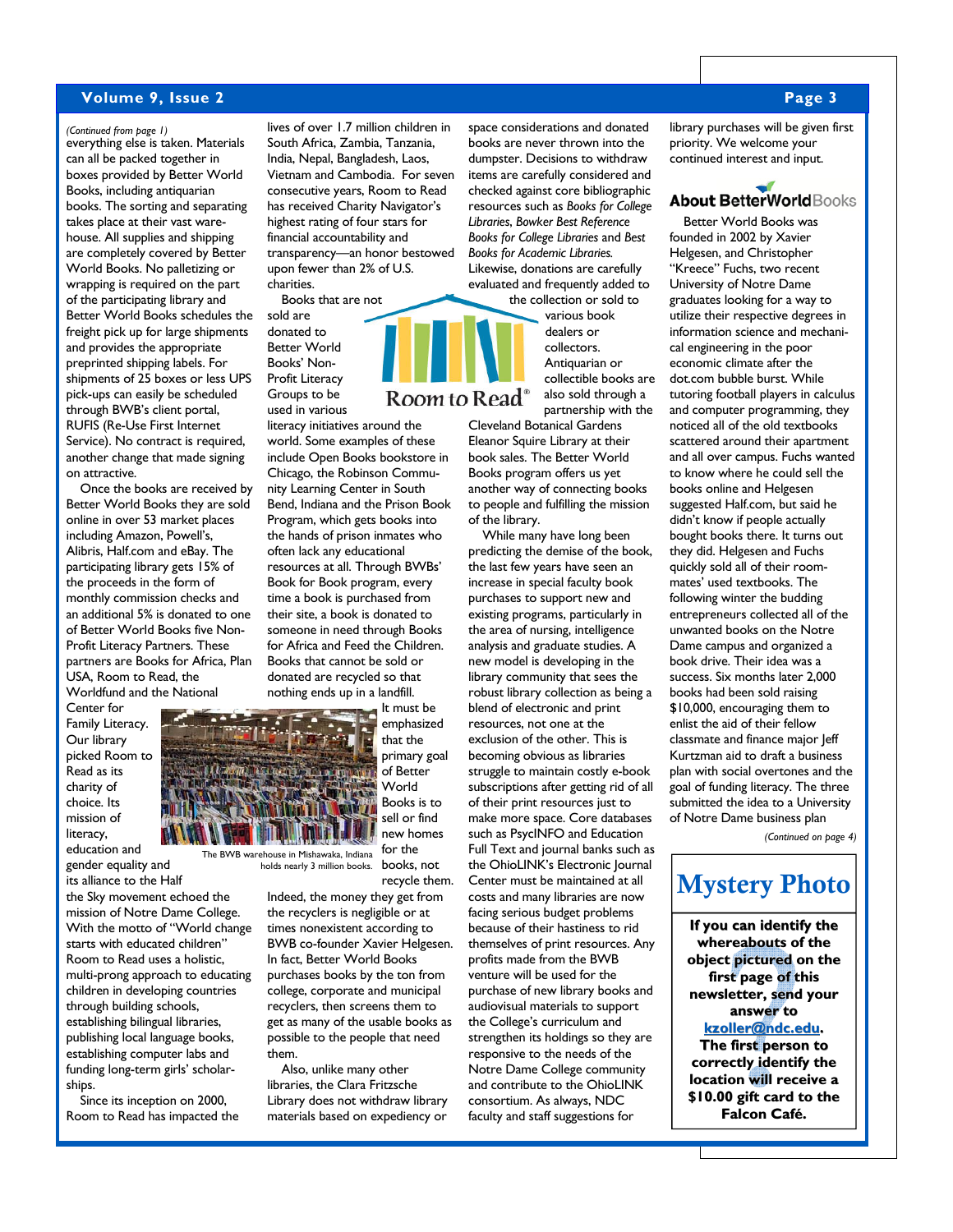*(Continued from page 1)*

everything else is taken. Materials can all be packed together in boxes provided by Better World Books, including antiquarian books. The sorting and separating takes place at their vast warehouse. All supplies and shipping are completely covered by Better World Books. No palletizing or wrapping is required on the part of the participating library and Better World Books schedules the freight pick up for large shipments and provides the appropriate preprinted shipping labels. For shipments of 25 boxes or less UPS pick-ups can easily be scheduled through BWB's client portal, RUFIS (Re-Use First Internet Service). No contract is required, another change that made signing on attractive.

Once the books are received by Better World Books they are sold online in over 53 market places including Amazon, Powell's, Alibris, Half.com and eBay. The participating library gets 15% of the proceeds in the form of monthly commission checks and an additional 5% is donated to one of Better World Books five Non-Profit Literacy Partners. These partners are Books for Africa, Plan USA, Room to Read, the Worldfund and the National Center for Family Literacy. Our library picked Room to Read as its charity of choice. Its mission of literacy, education and gender equality and its alliance to the Half the Sky movement echoed the mission of Notre Dame College. With the motto of "World change starts with educated children" Room to Read uses a holistic, multi-prong approach to educating children in developing countries through building schools, establishing bilingual libraries, publishing local language books, establishing computer labs and funding long-term girls' scholarships.

Since its inception on 2000, Room to Read has impacted the lives of over 1.7 million children in South Africa, Zambia, Tanzania, India, Nepal, Bangladesh, Laos, Vietnam and Cambodia. For seven consecutive years, Room to Read has received Charity Navigator's highest rating of four stars for financial accountability and transparency—an honor bestowed upon fewer than 2% of U.S. charities.

Books that are not sold are donated to Better World Books' Non-Profit Literacy Groups to be used in various literacy initiatives around the world. Some examples of these include Open Books bookstore in Chicago, the Robinson Community Learning Center in South Bend, Indiana and the Prison Book Program, which gets books into the hands of prison inmates who often lack any educational resources at all. Through BWBs' Book for Book program, every time a book is purchased from their site, a book is donated to someone in need through Books for Africa and Feed the Children. Books that cannot be sold or donated are recycled so that nothing ends up in a landfill.

The BWB warehouse in Mishawaka, Indiana holds nearly 3 million books.

It must be emphasized that the primary goal of Better World Books is to sell or find new homes for the books, not recycle them. Indeed, the money they get from the recyclers is negligible or at times nonexistent according to BWB co-founder Xavier Helgesen. In fact, Better World Books purchases books by the ton from college, corporate and municipal recyclers, then screens them to get as many of the usable books as possible to the people that need them.

Also, unlike many other libraries, the Clara Fritzsche Library does not withdraw library materials based on expediency or space considerations and donated books are never thrown into the dumpster. Decisions to withdraw items are carefully considered and checked against core bibliographic resources such as *Books for College Libraries, Bowker Best Reference Books for College Libraries* and *Best Books for Academic Libraries.* Likewise, donations are carefully evaluated and frequently added to the collection or sold to various book dealers or collectors. Antiquarian or collectible books are also sold through a partnership with the Cleveland Botanical Gardens Eleanor Squire Library at their book sales. The Better World Books program offers us yet another way of connecting books to people and fulfilling the mission of the library.

While many have long been predicting the demise of the book, the last few years have seen an increase in special faculty book purchases to support new and existing programs, particularly in the area of nursing, intelligence analysis and graduate studies. A new model is developing in the library community that sees the robust library collection as being a blend of electronic and print resources, not one at the exclusion of the other. This is becoming obvious as libraries struggle to maintain costly e-book subscriptions after getting rid of all of their print resources just to make more space. Core databases such as PsycINFO and Education Full Text and journal banks such as the OhioLINK's Electronic Journal Center must be maintained at all costs and many libraries are now facing serious budget problems because of their hastiness to rid themselves of print resources. Any profits made from the BWB venture will be used for the purchase of new library books and audiovisual materials to support the College's curriculum and strengthen its holdings so they are responsive to the needs of the Notre Dame College community and contribute to the OhioLINK consortium. As always, NDC faculty and staff suggestions for library purchases will be given first priority. We welcome your continued interest and input.

## About BetterWorldBooks

Better World Books was founded in 2002 by Xavier Helgesen, and Christopher "Kreece" Fuchs, two recent University of Notre Dame graduates looking for a way to utilize their respective degrees in information science and mechanical engineering in the poor economic climate after the dot.com bubble burst. While tutoring football players in calculus and computer programming, they noticed all of the old textbooks scattered around their apartment and all over campus. Fuchs wanted to know where he could sell the books online and Helgesen suggested Half.com, but said he didn't know if people actually bought books there. It turns out they did. Helgesen and Fuchs quickly sold all of their roommates' used textbooks. The following winter the budding entrepreneurs collected all of the unwanted books on the Notre Dame campus and organized a book drive. Their idea was a success. Six months later 2,000 books had been sold raising $10,000, encouraging them to enlist the aid of their fellow classmate and finance major Jeff Kurtzman aid to draft a business plan with social overtones and the goal of funding literacy. The three submitted the idea to a University of Notre Dame business plan

*(Continued on page 4)*

## Mystery Photo

**If you can identify the whereabouts of the object pictured on the first page of this newsletter, send your answer to kzoller@ndc.edu. The first person to correctly identify the location will receive a $10.00 gift card to the Falcon Café.**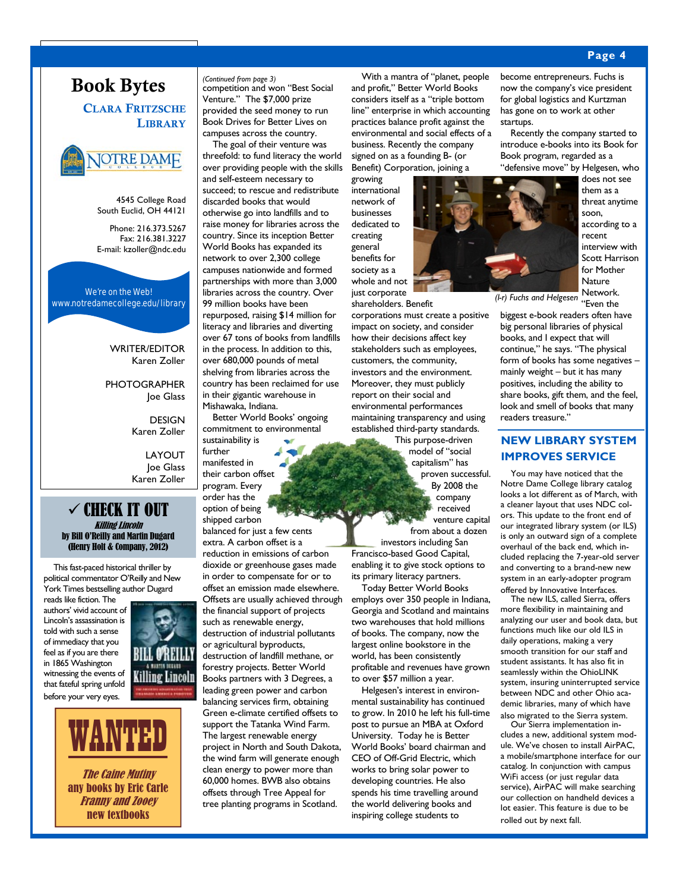# Book Bytes

## Clara Fritzsche Library

Notre Dame College

4545 College Road
South Euclid, OH 44121

Phone: 216.373.5267
Fax: 216.381.3227
E-mail: kzoller@ndc.edu

We're on the Web!
www.notredamecollege.edu/library

WRITER/EDITOR
Karen Zoller

PHOTOGRAPHER
Joe Glass

DESIGN
Karen Zoller

LAYOUT
Joe Glass
Karen Zoller

## ✓ CHECK IT OUT

***Killing Lincoln***
**by Bill O'Reilly and Martin Dugard**
**(Henry Holt & Company, 2012)**

This fast-paced historical thriller by political commentator O'Reilly and New York Times bestselling author Dugard reads like fiction. The authors' vivid account of Lincoln's assassination is told with such a sense of immediacy that you feel as if you are there in 1865 Washington witnessing the events of that fateful spring unfold before your very eyes.

## WANTED

***The Caine Mutiny***
**any books by Eric Carle**
***Franny and Zooey***
**new textbooks**

---

*(Continued from page 3)*
competition and won "Best Social Venture." The $7,000 prize provided the seed money to run Book Drives for Better Lives on campuses across the country.

The goal of their venture was threefold: to fund literacy the world over providing people with the skills and self-esteem necessary to succeed; to rescue and redistribute discarded books that would otherwise go into landfills and to raise money for libraries across the country. Since its inception Better World Books has expanded its network to over 2,300 college campuses nationwide and formed partnerships with more than 3,000 libraries across the country. Over 99 million books have been repurposed, raising $14 million for literacy and libraries and diverting over 67 tons of books from landfills in the process. In addition to this, over 680,000 pounds of metal shelving from libraries across the country has been reclaimed for use in their gigantic warehouse in Mishawaka, Indiana.

Better World Books' ongoing commitment to environmental sustainability is further manifested in their carbon offset program. Every order has the option of being shipped carbon balanced for just a few cents extra. A carbon offset is a reduction in emissions of carbon dioxide or greenhouse gases made in order to compensate for or to offset an emission made elsewhere. Offsets are usually achieved through the financial support of projects such as renewable energy, destruction of industrial pollutants or agricultural byproducts, destruction of landfill methane, or forestry projects. Better World Books partners with 3 Degrees, a leading green power and carbon balancing services firm, obtaining Green e-climate certified offsets to support the Tatanka Wind Farm. The largest renewable energy project in North and South Dakota, the wind farm will generate enough clean energy to power more than 60,000 homes. BWB also obtains offsets through Tree Appeal for tree planting programs in Scotland.

With a mantra of "planet, people and profit," Better World Books considers itself as a "triple bottom line" enterprise in which accounting practices balance profit against the environmental and social effects of a business. Recently the company signed on as a founding B- (or Benefit) Corporation, joining a growing international network of businesses dedicated to creating general benefits for society as a whole and not just corporate shareholders. Benefit corporations must create a positive impact on society, and consider how their decisions affect key stakeholders such as employees, customers, the community, investors and the environment. Moreover, they must publicly report on their social and environmental performances maintaining transparency and using established third-party standards.

*(l-r) Fuchs and Helgesen*

This purpose-driven model of "social capitalism" has proven successful. By 2008 the company received venture capital from about a dozen investors including San Francisco-based Good Capital, enabling it to give stock options to its primary literacy partners.

Today Better World Books employs over 350 people in Indiana, Georgia and Scotland and maintains two warehouses that hold millions of books. The company, now the largest online bookstore in the world, has been consistently profitable and revenues have grown to over $57 million a year.

Helgesen's interest in environmental sustainability has continued to grow. In 2010 he left his full-time post to pursue an MBA at Oxford University. Today he is Better World Books' board chairman and CEO of Off-Grid Electric, which works to bring solar power to developing countries. He also spends his time travelling around the world delivering books and inspiring college students to become entrepreneurs. Fuchs is now the company's vice president for global logistics and Kurtzman has gone on to work at other startups.

Recently the company started to introduce e-books into its Book for Book program, regarded as a "defensive move" by Helgesen, who does not see them as a threat anytime soon, according to a recent interview with Scott Harrison for Mother Nature Network. "Even the biggest e-book readers often have big personal libraries of physical books, and I expect that will continue," he says. "The physical form of books has some negatives – mainly weight – but it has many positives, including the ability to share books, gift them, and the feel, look and smell of books that many readers treasure."

## NEW LIBRARY SYSTEM IMPROVES SERVICE

You may have noticed that the Notre Dame College library catalog looks a lot different as of March, with a cleaner layout that uses NDC colors. This update to the front end of our integrated library system (or ILS) is only an outward sign of a complete overhaul of the back end, which included replacing the 7-year-old server and converting to a brand-new new system in an early-adopter program offered by Innovative Interfaces.

The new ILS, called Sierra, offers more flexibility in maintaining and analyzing our user and book data, but functions much like our old ILS in daily operations, making a very smooth transition for our staff and student assistants. It has also fit in seamlessly within the OhioLINK system, insuring uninterrupted service between NDC and other Ohio academic libraries, many of which have also migrated to the Sierra system.

Our Sierra implementation includes a new, additional system module. We've chosen to install AirPAC, a mobile/smartphone interface for our catalog. In conjunction with campus WiFi access (or just regular data service), AirPAC will make searching our collection on handheld devices a lot easier. This feature is due to be rolled out by next fall.